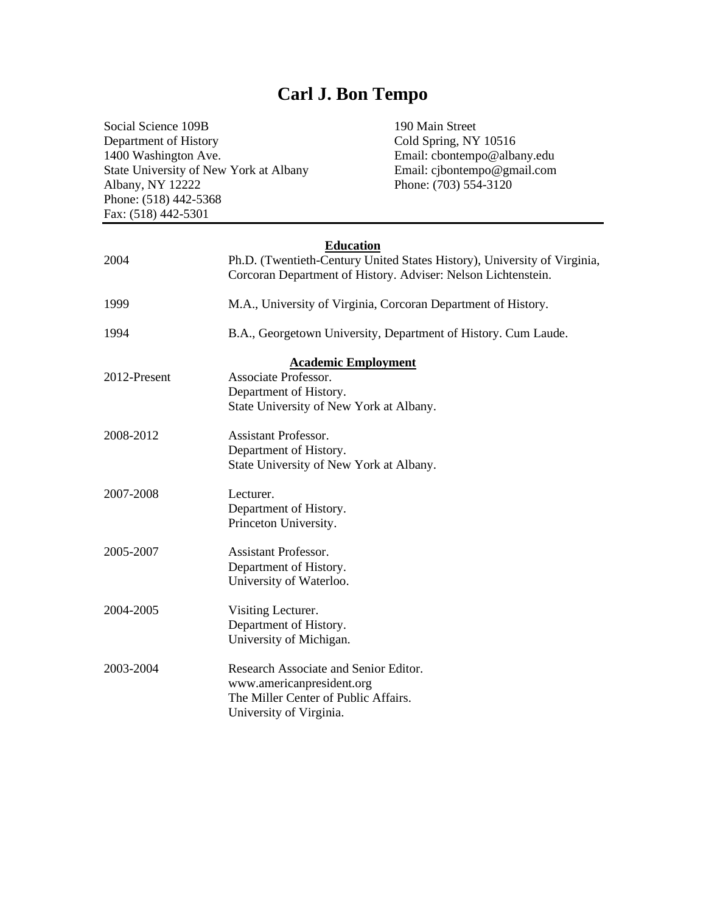# Carl J. Bon Tempo

Social Science 109B
Department of History
1400 Washington Ave.
State University of New York at Albany
Albany, NY 12222
Phone: (518) 442-5368
Fax: (518) 442-5301

190 Main Street
Cold Spring, NY 10516
Email: cbontempo@albany.edu
Email: cjbontempo@gmail.com
Phone: (703) 554-3120

---

## Education

**2004** — Ph.D. (Twentieth-Century United States History), University of Virginia, Corcoran Department of History. Adviser: Nelson Lichtenstein.

**1999** — M.A., University of Virginia, Corcoran Department of History.

**1994** — B.A., Georgetown University, Department of History. Cum Laude.

## Academic Employment

**2012-Present** — Associate Professor.
Department of History.
State University of New York at Albany.

**2008-2012** — Assistant Professor.
Department of History.
State University of New York at Albany.

**2007-2008** — Lecturer.
Department of History.
Princeton University.

**2005-2007** — Assistant Professor.
Department of History.
University of Waterloo.

**2004-2005** — Visiting Lecturer.
Department of History.
University of Michigan.

**2003-2004** — Research Associate and Senior Editor.
www.americanpresident.org
The Miller Center of Public Affairs.
University of Virginia.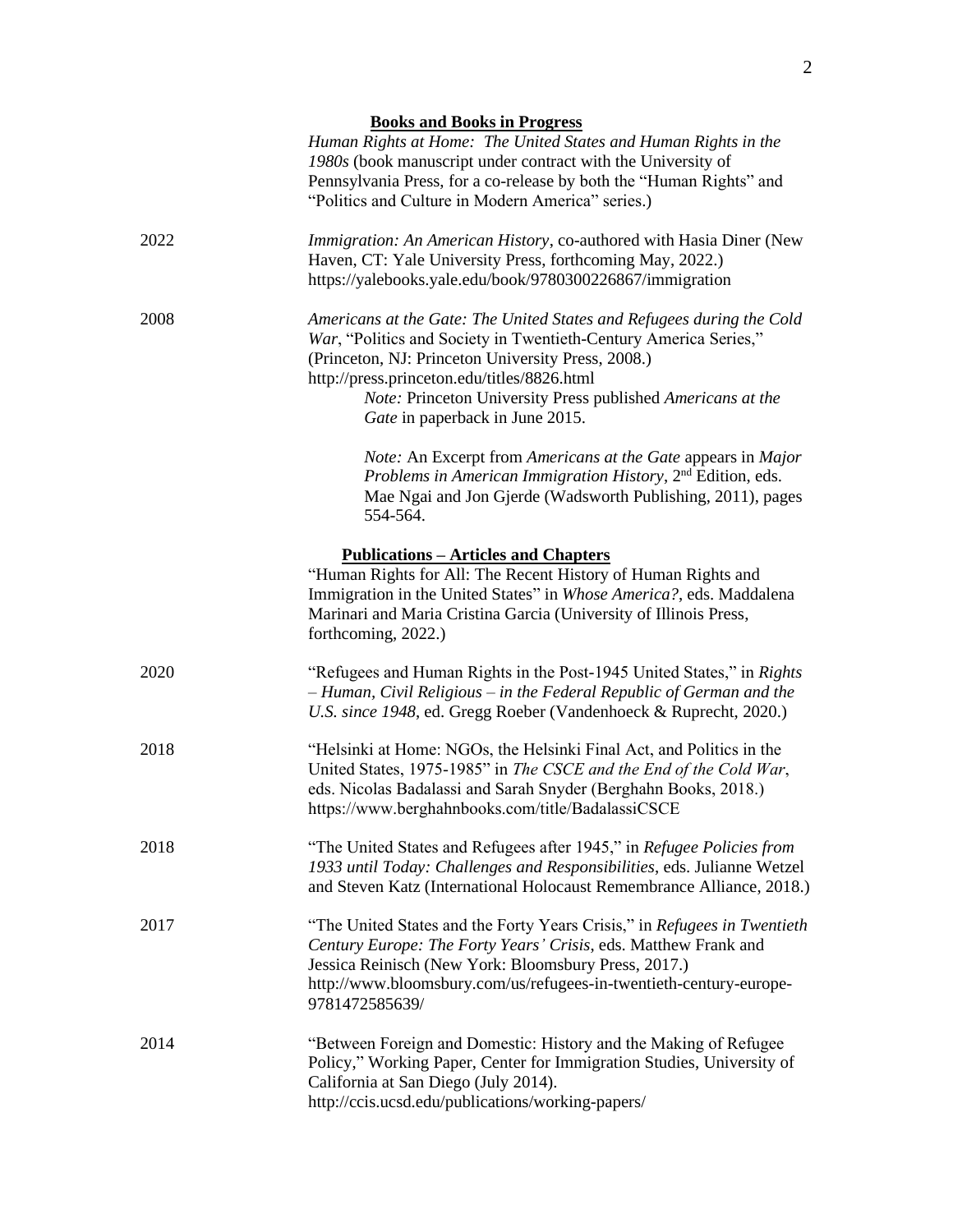**Books and Books in Progress**

*Human Rights at Home: The United States and Human Rights in the 1980s* (book manuscript under contract with the University of Pennsylvania Press, for a co-release by both the "Human Rights" and "Politics and Culture in Modern America" series.)

2022 — *Immigration: An American History*, co-authored with Hasia Diner (New Haven, CT: Yale University Press, forthcoming May, 2022.) https://yalebooks.yale.edu/book/9780300226867/immigration

2008 — *Americans at the Gate: The United States and Refugees during the Cold War*, "Politics and Society in Twentieth-Century America Series," (Princeton, NJ: Princeton University Press, 2008.) http://press.princeton.edu/titles/8826.html

> *Note:* Princeton University Press published *Americans at the Gate* in paperback in June 2015.
>
> *Note:* An Excerpt from *Americans at the Gate* appears in *Major Problems in American Immigration History*, 2nd Edition, eds. Mae Ngai and Jon Gjerde (Wadsworth Publishing, 2011), pages 554-564.

**Publications – Articles and Chapters**

"Human Rights for All: The Recent History of Human Rights and Immigration in the United States" in *Whose America?*, eds. Maddalena Marinari and Maria Cristina Garcia (University of Illinois Press, forthcoming, 2022.)

2020 — "Refugees and Human Rights in the Post-1945 United States," in *Rights – Human, Civil Religious – in the Federal Republic of German and the U.S. since 1948*, ed. Gregg Roeber (Vandenhoeck & Ruprecht, 2020.)

2018 — "Helsinki at Home: NGOs, the Helsinki Final Act, and Politics in the United States, 1975-1985" in *The CSCE and the End of the Cold War*, eds. Nicolas Badalassi and Sarah Snyder (Berghahn Books, 2018.) https://www.berghahnbooks.com/title/BadalassiCSCE

2018 — "The United States and Refugees after 1945," in *Refugee Policies from 1933 until Today: Challenges and Responsibilities*, eds. Julianne Wetzel and Steven Katz (International Holocaust Remembrance Alliance, 2018.)

2017 — "The United States and the Forty Years Crisis," in *Refugees in Twentieth Century Europe: The Forty Years' Crisis*, eds. Matthew Frank and Jessica Reinisch (New York: Bloomsbury Press, 2017.) http://www.bloomsbury.com/us/refugees-in-twentieth-century-europe-9781472585639/

2014 — "Between Foreign and Domestic: History and the Making of Refugee Policy," Working Paper, Center for Immigration Studies, University of California at San Diego (July 2014). http://ccis.ucsd.edu/publications/working-papers/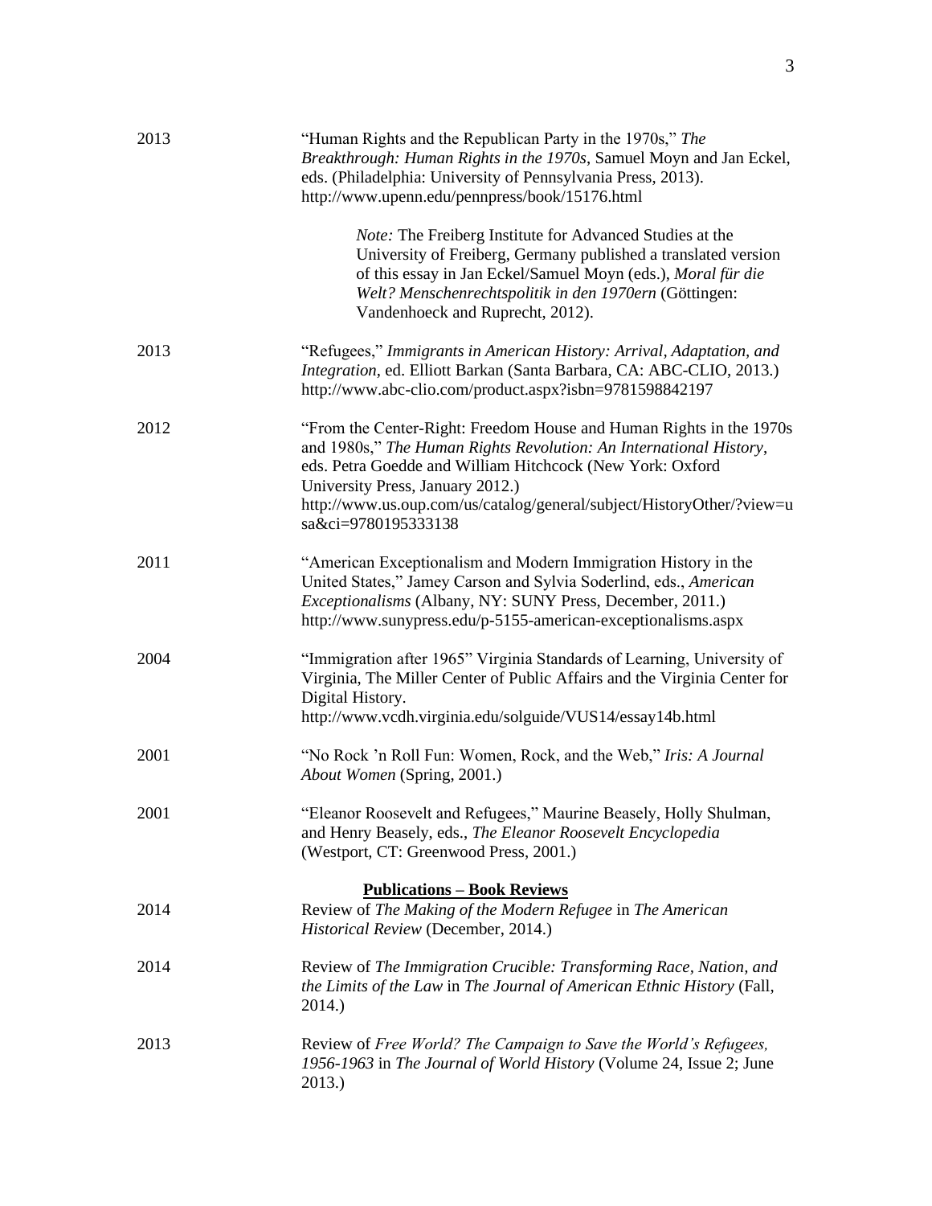2013 "Human Rights and the Republican Party in the 1970s," *The Breakthrough: Human Rights in the 1970s*, Samuel Moyn and Jan Eckel, eds. (Philadelphia: University of Pennsylvania Press, 2013). http://www.upenn.edu/pennpress/book/15176.html

> *Note:* The Freiberg Institute for Advanced Studies at the University of Freiberg, Germany published a translated version of this essay in Jan Eckel/Samuel Moyn (eds.), *Moral für die Welt? Menschenrechtspolitik in den 1970ern* (Göttingen: Vandenhoeck and Ruprecht, 2012).

2013 "Refugees," *Immigrants in American History: Arrival, Adaptation, and Integration*, ed. Elliott Barkan (Santa Barbara, CA: ABC-CLIO, 2013.) http://www.abc-clio.com/product.aspx?isbn=9781598842197

2012 "From the Center-Right: Freedom House and Human Rights in the 1970s and 1980s," *The Human Rights Revolution: An International History*, eds. Petra Goedde and William Hitchcock (New York: Oxford University Press, January 2012.) http://www.us.oup.com/us/catalog/general/subject/HistoryOther/?view=usa&ci=9780195333138

2011 "American Exceptionalism and Modern Immigration History in the United States," Jamey Carson and Sylvia Soderlind, eds., *American Exceptionalisms* (Albany, NY: SUNY Press, December, 2011.) http://www.sunypress.edu/p-5155-american-exceptionalisms.aspx

2004 "Immigration after 1965" Virginia Standards of Learning, University of Virginia, The Miller Center of Public Affairs and the Virginia Center for Digital History. http://www.vcdh.virginia.edu/solguide/VUS14/essay14b.html

2001 "No Rock 'n Roll Fun: Women, Rock, and the Web," *Iris: A Journal About Women* (Spring, 2001.)

2001 "Eleanor Roosevelt and Refugees," Maurine Beasely, Holly Shulman, and Henry Beasely, eds., *The Eleanor Roosevelt Encyclopedia* (Westport, CT: Greenwood Press, 2001.)

## Publications – Book Reviews

2014 Review of *The Making of the Modern Refugee* in *The American Historical Review* (December, 2014.)

2014 Review of *The Immigration Crucible: Transforming Race, Nation, and the Limits of the Law* in *The Journal of American Ethnic History* (Fall, 2014.)

2013 Review of *Free World? The Campaign to Save the World's Refugees, 1956-1963* in *The Journal of World History* (Volume 24, Issue 2; June 2013.)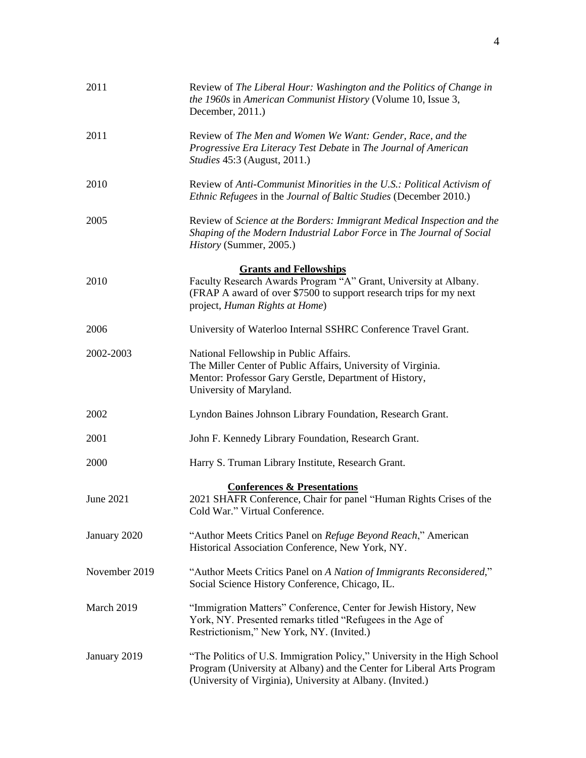2011 Review of *The Liberal Hour: Washington and the Politics of Change in the 1960s* in *American Communist History* (Volume 10, Issue 3, December, 2011.)

2011 Review of *The Men and Women We Want: Gender, Race, and the Progressive Era Literacy Test Debate* in *The Journal of American Studies* 45:3 (August, 2011.)

2010 Review of *Anti-Communist Minorities in the U.S.: Political Activism of Ethnic Refugees* in the *Journal of Baltic Studies* (December 2010.)

2005 Review of *Science at the Borders: Immigrant Medical Inspection and the Shaping of the Modern Industrial Labor Force* in *The Journal of Social History* (Summer, 2005.)

## Grants and Fellowships

2010 Faculty Research Awards Program "A" Grant, University at Albany. (FRAP A award of over $7500 to support research trips for my next project, *Human Rights at Home*)

2006 University of Waterloo Internal SSHRC Conference Travel Grant.

2002-2003 National Fellowship in Public Affairs.
The Miller Center of Public Affairs, University of Virginia.
Mentor: Professor Gary Gerstle, Department of History, University of Maryland.

2002 Lyndon Baines Johnson Library Foundation, Research Grant.

2001 John F. Kennedy Library Foundation, Research Grant.

2000 Harry S. Truman Library Institute, Research Grant.

## Conferences & Presentations

June 2021 2021 SHAFR Conference, Chair for panel "Human Rights Crises of the Cold War." Virtual Conference.

January 2020 "Author Meets Critics Panel on *Refuge Beyond Reach*," American Historical Association Conference, New York, NY.

November 2019 "Author Meets Critics Panel on *A Nation of Immigrants Reconsidered*," Social Science History Conference, Chicago, IL.

March 2019 "Immigration Matters" Conference, Center for Jewish History, New York, NY. Presented remarks titled "Refugees in the Age of Restrictionism," New York, NY. (Invited.)

January 2019 "The Politics of U.S. Immigration Policy," University in the High School Program (University at Albany) and the Center for Liberal Arts Program (University of Virginia), University at Albany. (Invited.)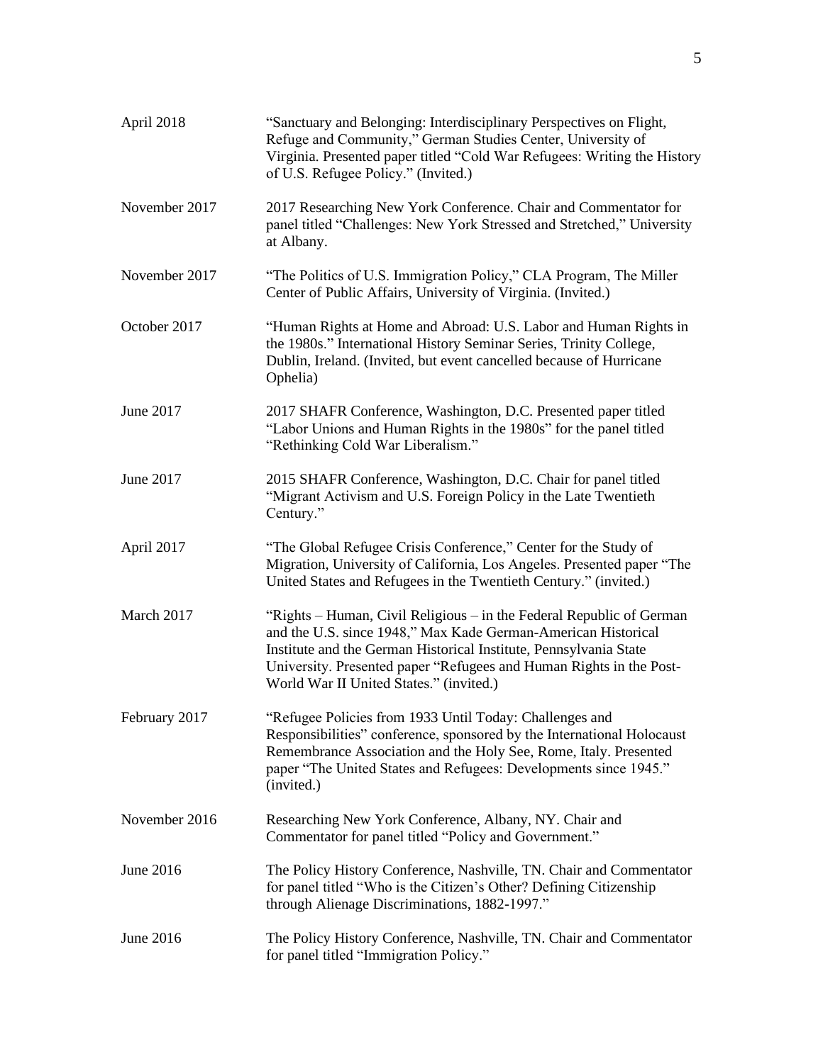| | |
|---|---|
| April 2018 | "Sanctuary and Belonging: Interdisciplinary Perspectives on Flight, Refuge and Community," German Studies Center, University of Virginia. Presented paper titled "Cold War Refugees: Writing the History of U.S. Refugee Policy." (Invited.) |
| November 2017 | 2017 Researching New York Conference. Chair and Commentator for panel titled "Challenges: New York Stressed and Stretched," University at Albany. |
| November 2017 | "The Politics of U.S. Immigration Policy," CLA Program, The Miller Center of Public Affairs, University of Virginia. (Invited.) |
| October 2017 | "Human Rights at Home and Abroad: U.S. Labor and Human Rights in the 1980s." International History Seminar Series, Trinity College, Dublin, Ireland. (Invited, but event cancelled because of Hurricane Ophelia) |
| June 2017 | 2017 SHAFR Conference, Washington, D.C. Presented paper titled "Labor Unions and Human Rights in the 1980s" for the panel titled "Rethinking Cold War Liberalism." |
| June 2017 | 2015 SHAFR Conference, Washington, D.C. Chair for panel titled "Migrant Activism and U.S. Foreign Policy in the Late Twentieth Century." |
| April 2017 | "The Global Refugee Crisis Conference," Center for the Study of Migration, University of California, Los Angeles. Presented paper "The United States and Refugees in the Twentieth Century." (invited.) |
| March 2017 | "Rights – Human, Civil Religious – in the Federal Republic of German and the U.S. since 1948," Max Kade German-American Historical Institute and the German Historical Institute, Pennsylvania State University. Presented paper "Refugees and Human Rights in the Post-World War II United States." (invited.) |
| February 2017 | "Refugee Policies from 1933 Until Today: Challenges and Responsibilities" conference, sponsored by the International Holocaust Remembrance Association and the Holy See, Rome, Italy. Presented paper "The United States and Refugees: Developments since 1945." (invited.) |
| November 2016 | Researching New York Conference, Albany, NY. Chair and Commentator for panel titled "Policy and Government." |
| June 2016 | The Policy History Conference, Nashville, TN. Chair and Commentator for panel titled "Who is the Citizen's Other? Defining Citizenship through Alienage Discriminations, 1882-1997." |
| June 2016 | The Policy History Conference, Nashville, TN. Chair and Commentator for panel titled "Immigration Policy." |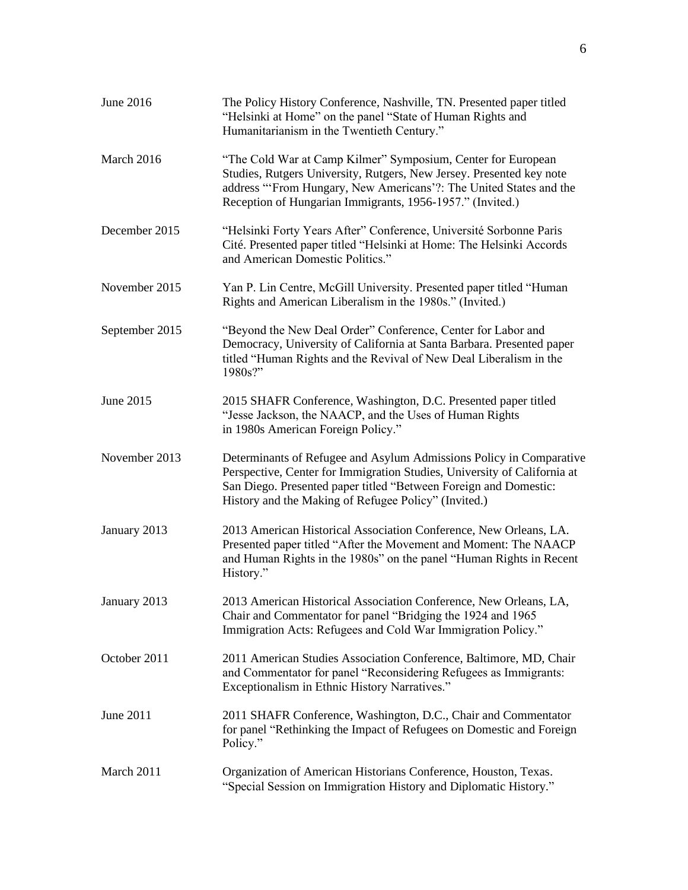| | |
|---|---|
| June 2016 | The Policy History Conference, Nashville, TN. Presented paper titled "Helsinki at Home" on the panel "State of Human Rights and Humanitarianism in the Twentieth Century." |
| March 2016 | "The Cold War at Camp Kilmer" Symposium, Center for European Studies, Rutgers University, Rutgers, New Jersey. Presented key note address "'From Hungary, New Americans'?: The United States and the Reception of Hungarian Immigrants, 1956-1957." (Invited.) |
| December 2015 | "Helsinki Forty Years After" Conference, Université Sorbonne Paris Cité. Presented paper titled "Helsinki at Home: The Helsinki Accords and American Domestic Politics." |
| November 2015 | Yan P. Lin Centre, McGill University. Presented paper titled "Human Rights and American Liberalism in the 1980s." (Invited.) |
| September 2015 | "Beyond the New Deal Order" Conference, Center for Labor and Democracy, University of California at Santa Barbara. Presented paper titled "Human Rights and the Revival of New Deal Liberalism in the 1980s?" |
| June 2015 | 2015 SHAFR Conference, Washington, D.C. Presented paper titled "Jesse Jackson, the NAACP, and the Uses of Human Rights in 1980s American Foreign Policy." |
| November 2013 | Determinants of Refugee and Asylum Admissions Policy in Comparative Perspective, Center for Immigration Studies, University of California at San Diego. Presented paper titled "Between Foreign and Domestic: History and the Making of Refugee Policy" (Invited.) |
| January 2013 | 2013 American Historical Association Conference, New Orleans, LA. Presented paper titled "After the Movement and Moment: The NAACP and Human Rights in the 1980s" on the panel "Human Rights in Recent History." |
| January 2013 | 2013 American Historical Association Conference, New Orleans, LA, Chair and Commentator for panel "Bridging the 1924 and 1965 Immigration Acts: Refugees and Cold War Immigration Policy." |
| October 2011 | 2011 American Studies Association Conference, Baltimore, MD, Chair and Commentator for panel "Reconsidering Refugees as Immigrants: Exceptionalism in Ethnic History Narratives." |
| June 2011 | 2011 SHAFR Conference, Washington, D.C., Chair and Commentator for panel "Rethinking the Impact of Refugees on Domestic and Foreign Policy." |
| March 2011 | Organization of American Historians Conference, Houston, Texas. "Special Session on Immigration History and Diplomatic History." |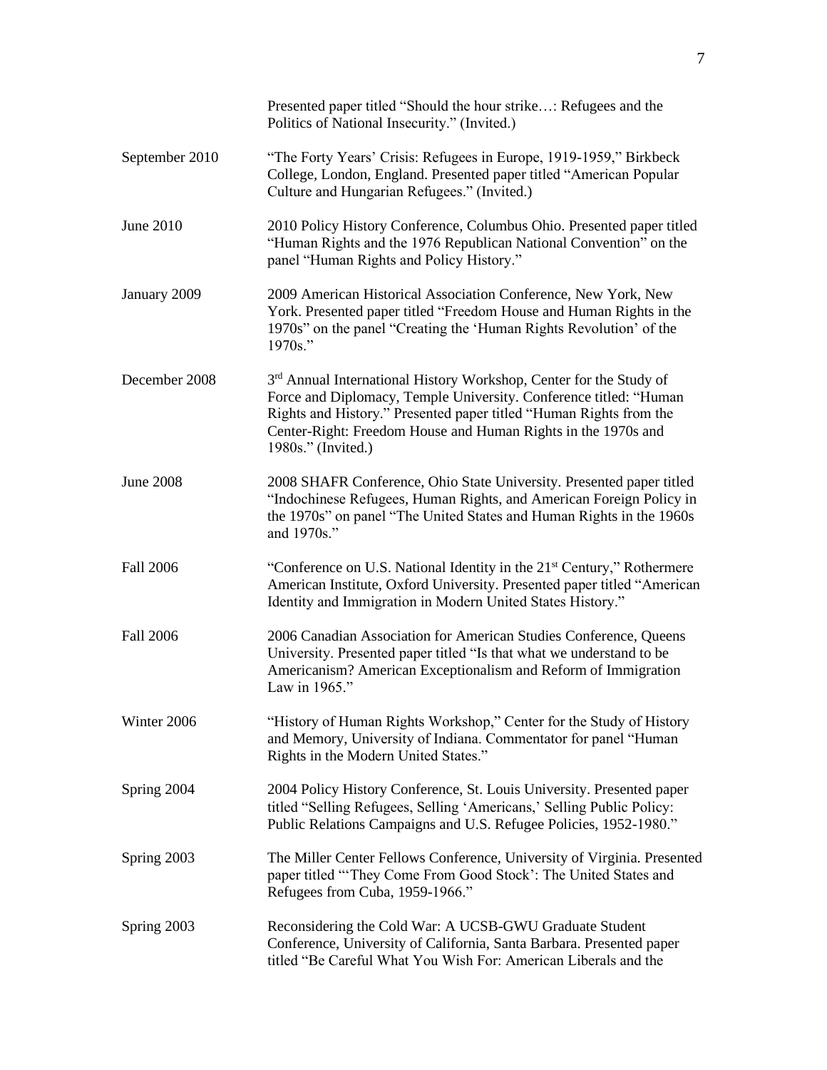Presented paper titled "Should the hour strike…: Refugees and the Politics of National Insecurity." (Invited.)

September 2010 — "The Forty Years' Crisis: Refugees in Europe, 1919-1959," Birkbeck College, London, England. Presented paper titled "American Popular Culture and Hungarian Refugees." (Invited.)

June 2010 — 2010 Policy History Conference, Columbus Ohio. Presented paper titled "Human Rights and the 1976 Republican National Convention" on the panel "Human Rights and Policy History."

January 2009 — 2009 American Historical Association Conference, New York, New York. Presented paper titled "Freedom House and Human Rights in the 1970s" on the panel "Creating the 'Human Rights Revolution' of the 1970s."

December 2008 — 3rd Annual International History Workshop, Center for the Study of Force and Diplomacy, Temple University. Conference titled: "Human Rights and History." Presented paper titled "Human Rights from the Center-Right: Freedom House and Human Rights in the 1970s and 1980s." (Invited.)

June 2008 — 2008 SHAFR Conference, Ohio State University. Presented paper titled "Indochinese Refugees, Human Rights, and American Foreign Policy in the 1970s" on panel "The United States and Human Rights in the 1960s and 1970s."

Fall 2006 — "Conference on U.S. National Identity in the 21st Century," Rothermere American Institute, Oxford University. Presented paper titled "American Identity and Immigration in Modern United States History."

Fall 2006 — 2006 Canadian Association for American Studies Conference, Queens University. Presented paper titled "Is that what we understand to be Americanism? American Exceptionalism and Reform of Immigration Law in 1965."

Winter 2006 — "History of Human Rights Workshop," Center for the Study of History and Memory, University of Indiana. Commentator for panel "Human Rights in the Modern United States."

Spring 2004 — 2004 Policy History Conference, St. Louis University. Presented paper titled "Selling Refugees, Selling 'Americans,' Selling Public Policy: Public Relations Campaigns and U.S. Refugee Policies, 1952-1980."

Spring 2003 — The Miller Center Fellows Conference, University of Virginia. Presented paper titled "'They Come From Good Stock': The United States and Refugees from Cuba, 1959-1966."

Spring 2003 — Reconsidering the Cold War: A UCSB-GWU Graduate Student Conference, University of California, Santa Barbara. Presented paper titled "Be Careful What You Wish For: American Liberals and the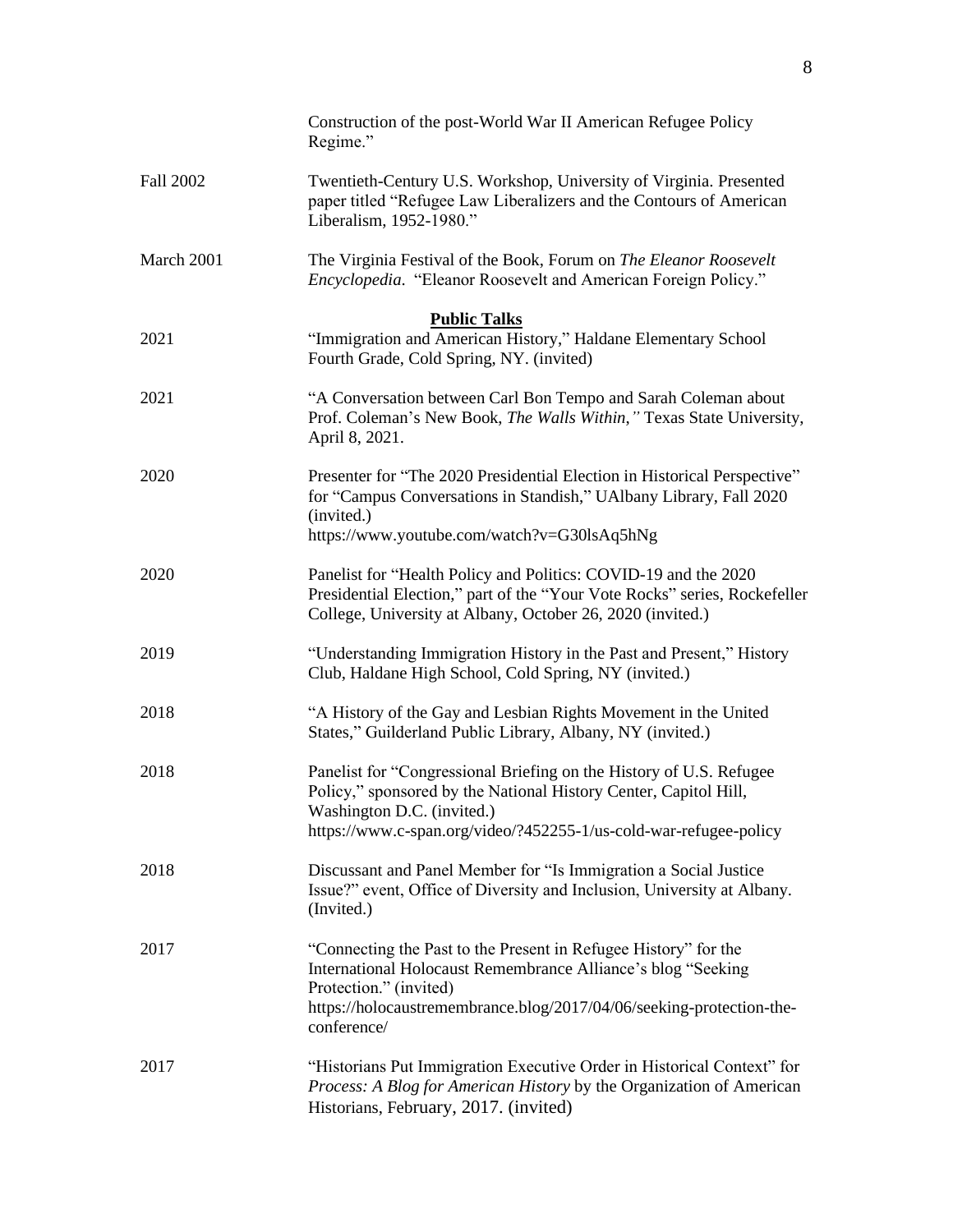Construction of the post-World War II American Refugee Policy Regime."

Fall 2002 — Twentieth-Century U.S. Workshop, University of Virginia. Presented paper titled "Refugee Law Liberalizers and the Contours of American Liberalism, 1952-1980."

March 2001 — The Virginia Festival of the Book, Forum on *The Eleanor Roosevelt Encyclopedia*. "Eleanor Roosevelt and American Foreign Policy."

## **Public Talks**

2021 — "Immigration and American History," Haldane Elementary School Fourth Grade, Cold Spring, NY. (invited)

2021 — "A Conversation between Carl Bon Tempo and Sarah Coleman about Prof. Coleman's New Book, *The Walls Within,"* Texas State University, April 8, 2021.

2020 — Presenter for "The 2020 Presidential Election in Historical Perspective" for "Campus Conversations in Standish," UAlbany Library, Fall 2020 (invited.)
https://www.youtube.com/watch?v=G30lsAq5hNg

2020 — Panelist for "Health Policy and Politics: COVID-19 and the 2020 Presidential Election," part of the "Your Vote Rocks" series, Rockefeller College, University at Albany, October 26, 2020 (invited.)

2019 — "Understanding Immigration History in the Past and Present," History Club, Haldane High School, Cold Spring, NY (invited.)

2018 — "A History of the Gay and Lesbian Rights Movement in the United States," Guilderland Public Library, Albany, NY (invited.)

2018 — Panelist for "Congressional Briefing on the History of U.S. Refugee Policy," sponsored by the National History Center, Capitol Hill, Washington D.C. (invited.)
https://www.c-span.org/video/?452255-1/us-cold-war-refugee-policy

2018 — Discussant and Panel Member for "Is Immigration a Social Justice Issue?" event, Office of Diversity and Inclusion, University at Albany. (Invited.)

2017 — "Connecting the Past to the Present in Refugee History" for the International Holocaust Remembrance Alliance's blog "Seeking Protection." (invited)
https://holocaustremembrance.blog/2017/04/06/seeking-protection-the-conference/

2017 — "Historians Put Immigration Executive Order in Historical Context" for *Process: A Blog for American History* by the Organization of American Historians, February, 2017. (invited)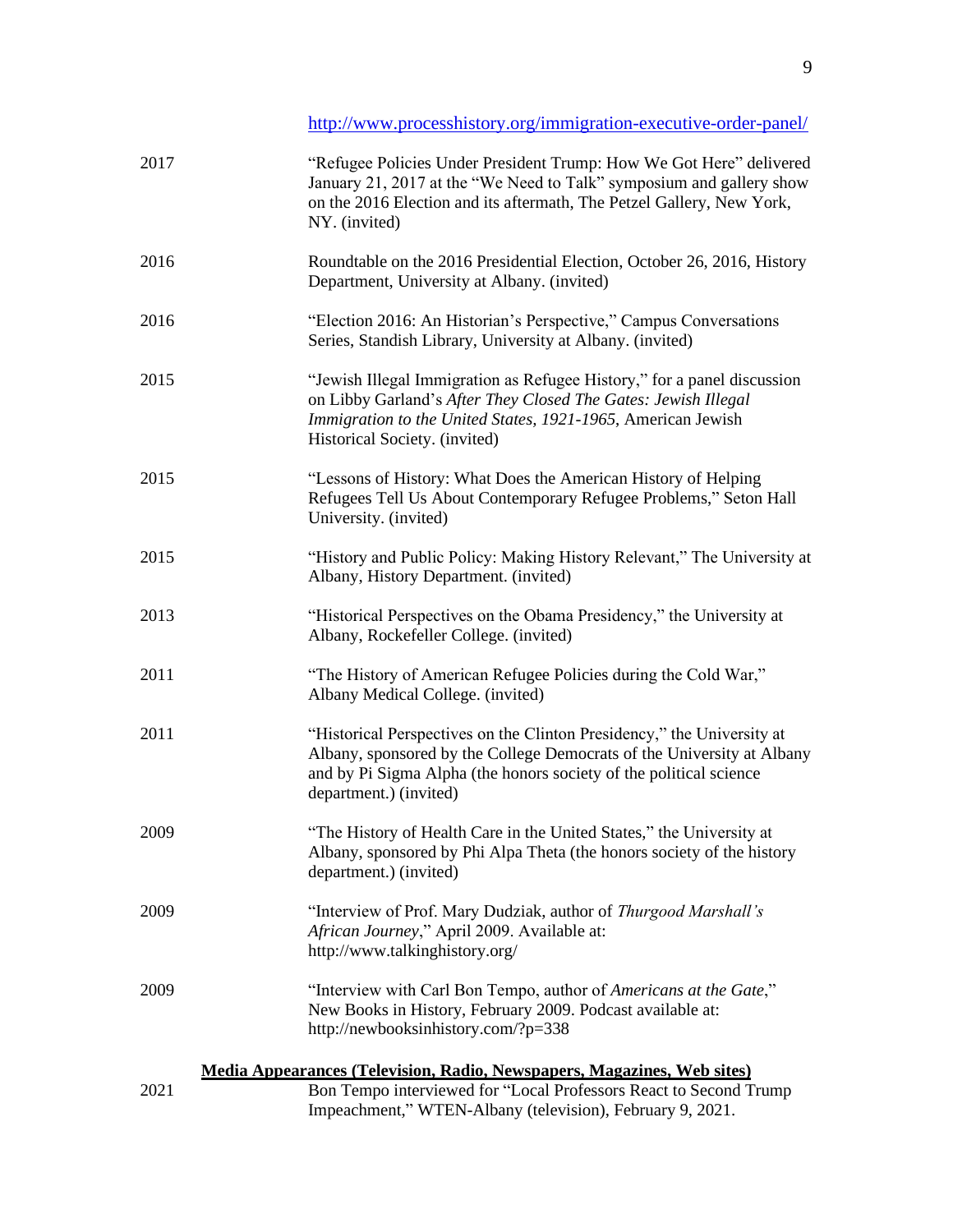http://www.processhistory.org/immigration-executive-order-panel/

| | |
|---|---|
| 2017 | "Refugee Policies Under President Trump: How We Got Here" delivered January 21, 2017 at the "We Need to Talk" symposium and gallery show on the 2016 Election and its aftermath, The Petzel Gallery, New York, NY. (invited) |
| 2016 | Roundtable on the 2016 Presidential Election, October 26, 2016, History Department, University at Albany. (invited) |
| 2016 | "Election 2016: An Historian's Perspective," Campus Conversations Series, Standish Library, University at Albany. (invited) |
| 2015 | "Jewish Illegal Immigration as Refugee History," for a panel discussion on Libby Garland's *After They Closed The Gates: Jewish Illegal Immigration to the United States, 1921-1965*, American Jewish Historical Society. (invited) |
| 2015 | "Lessons of History: What Does the American History of Helping Refugees Tell Us About Contemporary Refugee Problems," Seton Hall University. (invited) |
| 2015 | "History and Public Policy: Making History Relevant," The University at Albany, History Department. (invited) |
| 2013 | "Historical Perspectives on the Obama Presidency," the University at Albany, Rockefeller College. (invited) |
| 2011 | "The History of American Refugee Policies during the Cold War," Albany Medical College. (invited) |
| 2011 | "Historical Perspectives on the Clinton Presidency," the University at Albany, sponsored by the College Democrats of the University at Albany and by Pi Sigma Alpha (the honors society of the political science department.) (invited) |
| 2009 | "The History of Health Care in the United States," the University at Albany, sponsored by Phi Alpa Theta (the honors society of the history department.) (invited) |
| 2009 | "Interview of Prof. Mary Dudziak, author of *Thurgood Marshall's African Journey*," April 2009. Available at: http://www.talkinghistory.org/ |
| 2009 | "Interview with Carl Bon Tempo, author of *Americans at the Gate*," New Books in History, February 2009. Podcast available at: http://newbooksinhistory.com/?p=338 |

**Media Appearances (Television, Radio, Newspapers, Magazines, Web sites)**

| | |
|---|---|
| 2021 | Bon Tempo interviewed for "Local Professors React to Second Trump Impeachment," WTEN-Albany (television), February 9, 2021. |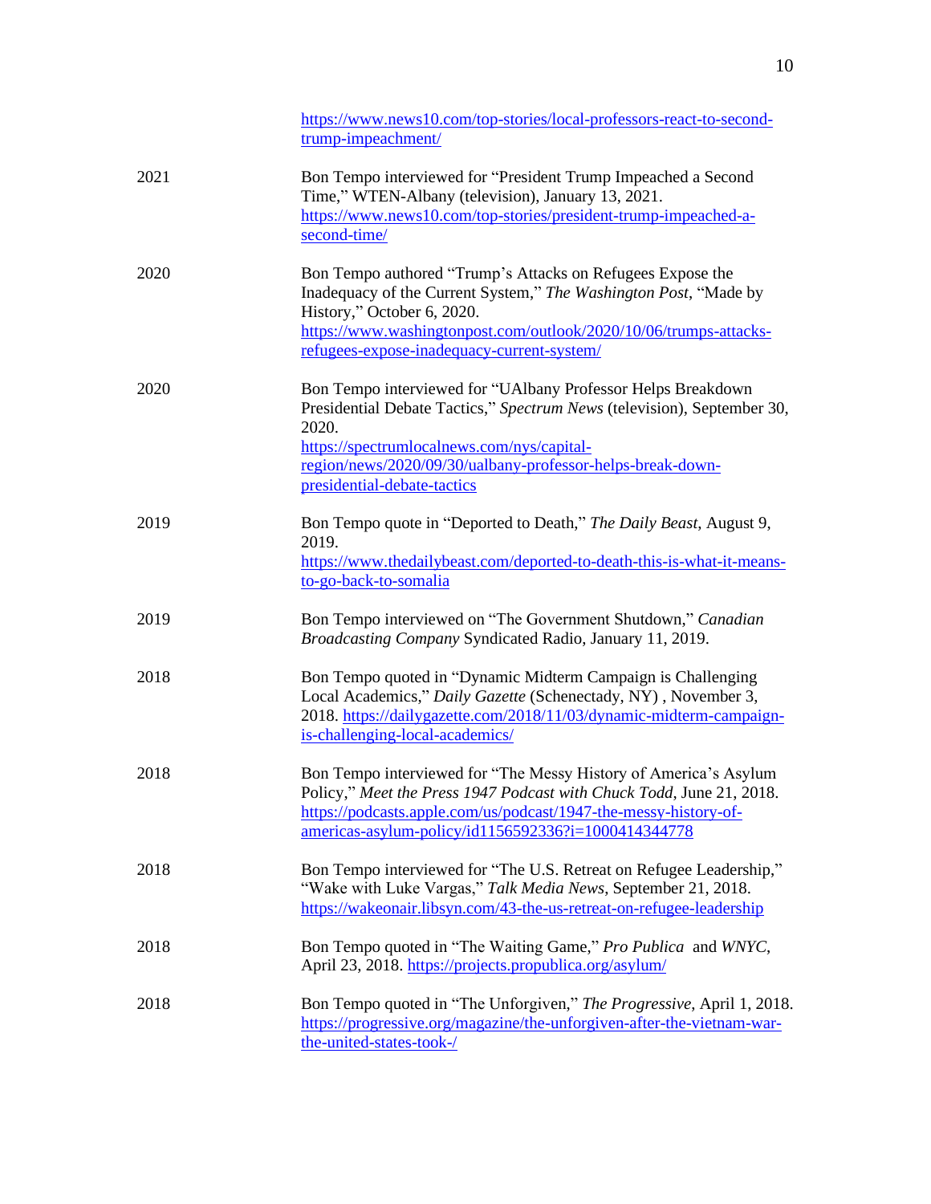https://www.news10.com/top-stories/local-professors-react-to-second-trump-impeachment/

2021 Bon Tempo interviewed for "President Trump Impeached a Second Time," WTEN-Albany (television), January 13, 2021. https://www.news10.com/top-stories/president-trump-impeached-a-second-time/

2020 Bon Tempo authored "Trump's Attacks on Refugees Expose the Inadequacy of the Current System," *The Washington Post*, "Made by History," October 6, 2020. https://www.washingtonpost.com/outlook/2020/10/06/trumps-attacks-refugees-expose-inadequacy-current-system/

2020 Bon Tempo interviewed for "UAlbany Professor Helps Breakdown Presidential Debate Tactics," *Spectrum News* (television), September 30, 2020. https://spectrumlocalnews.com/nys/capital-region/news/2020/09/30/ualbany-professor-helps-break-down-presidential-debate-tactics

2019 Bon Tempo quote in "Deported to Death," *The Daily Beast*, August 9, 2019. https://www.thedailybeast.com/deported-to-death-this-is-what-it-means-to-go-back-to-somalia

2019 Bon Tempo interviewed on "The Government Shutdown," *Canadian Broadcasting Company* Syndicated Radio, January 11, 2019.

2018 Bon Tempo quoted in "Dynamic Midterm Campaign is Challenging Local Academics," *Daily Gazette* (Schenectady, NY) , November 3, 2018. https://dailygazette.com/2018/11/03/dynamic-midterm-campaign-is-challenging-local-academics/

2018 Bon Tempo interviewed for "The Messy History of America's Asylum Policy," *Meet the Press 1947 Podcast with Chuck Todd*, June 21, 2018. https://podcasts.apple.com/us/podcast/1947-the-messy-history-of-americas-asylum-policy/id1156592336?i=1000414344778

2018 Bon Tempo interviewed for "The U.S. Retreat on Refugee Leadership," "Wake with Luke Vargas," *Talk Media News*, September 21, 2018. https://wakeonair.libsyn.com/43-the-us-retreat-on-refugee-leadership

2018 Bon Tempo quoted in "The Waiting Game," *Pro Publica* and *WNYC*, April 23, 2018. https://projects.propublica.org/asylum/

2018 Bon Tempo quoted in "The Unforgiven," *The Progressive*, April 1, 2018. https://progressive.org/magazine/the-unforgiven-after-the-vietnam-war-the-united-states-took-/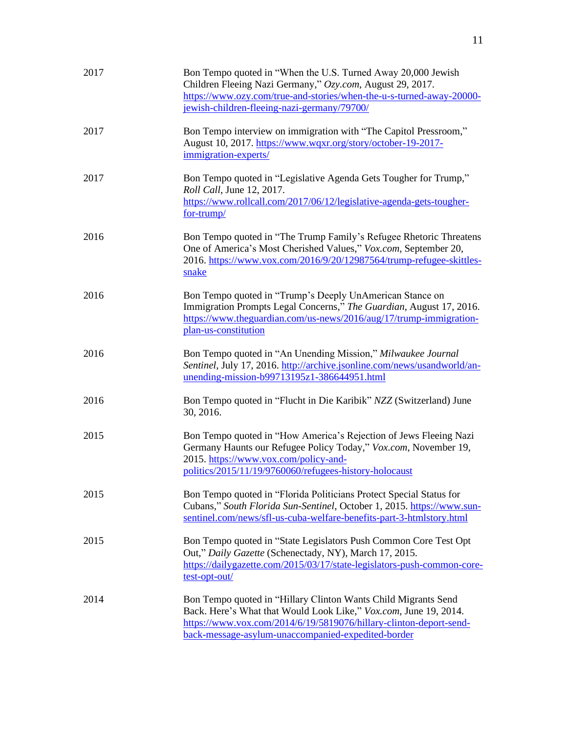| | |
|---|---|
| 2017 | Bon Tempo quoted in "When the U.S. Turned Away 20,000 Jewish Children Fleeing Nazi Germany," *Ozy.com*, August 29, 2017. https://www.ozy.com/true-and-stories/when-the-u-s-turned-away-20000-jewish-children-fleeing-nazi-germany/79700/ |
| 2017 | Bon Tempo interview on immigration with "The Capitol Pressroom," August 10, 2017. https://www.wqxr.org/story/october-19-2017-immigration-experts/ |
| 2017 | Bon Tempo quoted in "Legislative Agenda Gets Tougher for Trump," *Roll Call*, June 12, 2017. https://www.rollcall.com/2017/06/12/legislative-agenda-gets-tougher-for-trump/ |
| 2016 | Bon Tempo quoted in "The Trump Family's Refugee Rhetoric Threatens One of America's Most Cherished Values," *Vox.com*, September 20, 2016. https://www.vox.com/2016/9/20/12987564/trump-refugee-skittles-snake |
| 2016 | Bon Tempo quoted in "Trump's Deeply UnAmerican Stance on Immigration Prompts Legal Concerns," *The Guardian*, August 17, 2016. https://www.theguardian.com/us-news/2016/aug/17/trump-immigration-plan-us-constitution |
| 2016 | Bon Tempo quoted in "An Unending Mission," *Milwaukee Journal Sentinel*, July 17, 2016. http://archive.jsonline.com/news/usandworld/an-unending-mission-b99713195z1-386644951.html |
| 2016 | Bon Tempo quoted in "Flucht in Die Karibik" *NZZ* (Switzerland) June 30, 2016. |
| 2015 | Bon Tempo quoted in "How America's Rejection of Jews Fleeing Nazi Germany Haunts our Refugee Policy Today," *Vox.com*, November 19, 2015. https://www.vox.com/policy-and-politics/2015/11/19/9760060/refugees-history-holocaust |
| 2015 | Bon Tempo quoted in "Florida Politicians Protect Special Status for Cubans," *South Florida Sun-Sentinel*, October 1, 2015. https://www.sun-sentinel.com/news/sfl-us-cuba-welfare-benefits-part-3-htmlstory.html |
| 2015 | Bon Tempo quoted in "State Legislators Push Common Core Test Opt Out," *Daily Gazette* (Schenectady, NY), March 17, 2015. https://dailygazette.com/2015/03/17/state-legislators-push-common-core-test-opt-out/ |
| 2014 | Bon Tempo quoted in "Hillary Clinton Wants Child Migrants Send Back. Here's What that Would Look Like," *Vox.com*, June 19, 2014. https://www.vox.com/2014/6/19/5819076/hillary-clinton-deport-send-back-message-asylum-unaccompanied-expedited-border |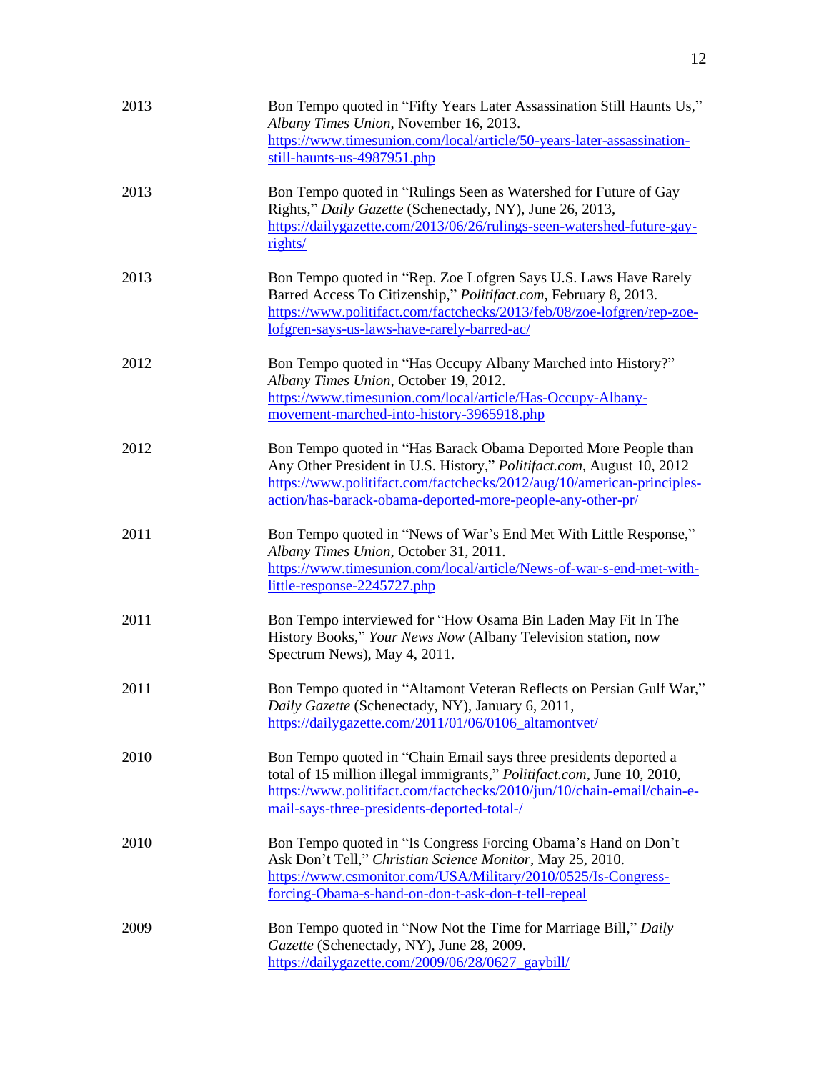| | |
|---|---|
| 2013 | Bon Tempo quoted in “Fifty Years Later Assassination Still Haunts Us,” *Albany Times Union*, November 16, 2013. https://www.timesunion.com/local/article/50-years-later-assassination-still-haunts-us-4987951.php |
| 2013 | Bon Tempo quoted in “Rulings Seen as Watershed for Future of Gay Rights,” *Daily Gazette* (Schenectady, NY), June 26, 2013, https://dailygazette.com/2013/06/26/rulings-seen-watershed-future-gay-rights/ |
| 2013 | Bon Tempo quoted in “Rep. Zoe Lofgren Says U.S. Laws Have Rarely Barred Access To Citizenship,” *Politifact.com*, February 8, 2013. https://www.politifact.com/factchecks/2013/feb/08/zoe-lofgren/rep-zoe-lofgren-says-us-laws-have-rarely-barred-ac/ |
| 2012 | Bon Tempo quoted in “Has Occupy Albany Marched into History?” *Albany Times Union*, October 19, 2012. https://www.timesunion.com/local/article/Has-Occupy-Albany-movement-marched-into-history-3965918.php |
| 2012 | Bon Tempo quoted in “Has Barack Obama Deported More People than Any Other President in U.S. History,” *Politifact.com*, August 10, 2012 https://www.politifact.com/factchecks/2012/aug/10/american-principles-action/has-barack-obama-deported-more-people-any-other-pr/ |
| 2011 | Bon Tempo quoted in “News of War’s End Met With Little Response,” *Albany Times Union*, October 31, 2011. https://www.timesunion.com/local/article/News-of-war-s-end-met-with-little-response-2245727.php |
| 2011 | Bon Tempo interviewed for “How Osama Bin Laden May Fit In The History Books,” *Your News Now* (Albany Television station, now Spectrum News), May 4, 2011. |
| 2011 | Bon Tempo quoted in “Altamont Veteran Reflects on Persian Gulf War,” *Daily Gazette* (Schenectady, NY), January 6, 2011, https://dailygazette.com/2011/01/06/0106_altamontvet/ |
| 2010 | Bon Tempo quoted in “Chain Email says three presidents deported a total of 15 million illegal immigrants,” *Politifact.com*, June 10, 2010, https://www.politifact.com/factchecks/2010/jun/10/chain-email/chain-e-mail-says-three-presidents-deported-total-/ |
| 2010 | Bon Tempo quoted in “Is Congress Forcing Obama’s Hand on Don’t Ask Don’t Tell,” *Christian Science Monitor*, May 25, 2010. https://www.csmonitor.com/USA/Military/2010/0525/Is-Congress-forcing-Obama-s-hand-on-don-t-ask-don-t-tell-repeal |
| 2009 | Bon Tempo quoted in “Now Not the Time for Marriage Bill,” *Daily Gazette* (Schenectady, NY), June 28, 2009. https://dailygazette.com/2009/06/28/0627_gaybill/ |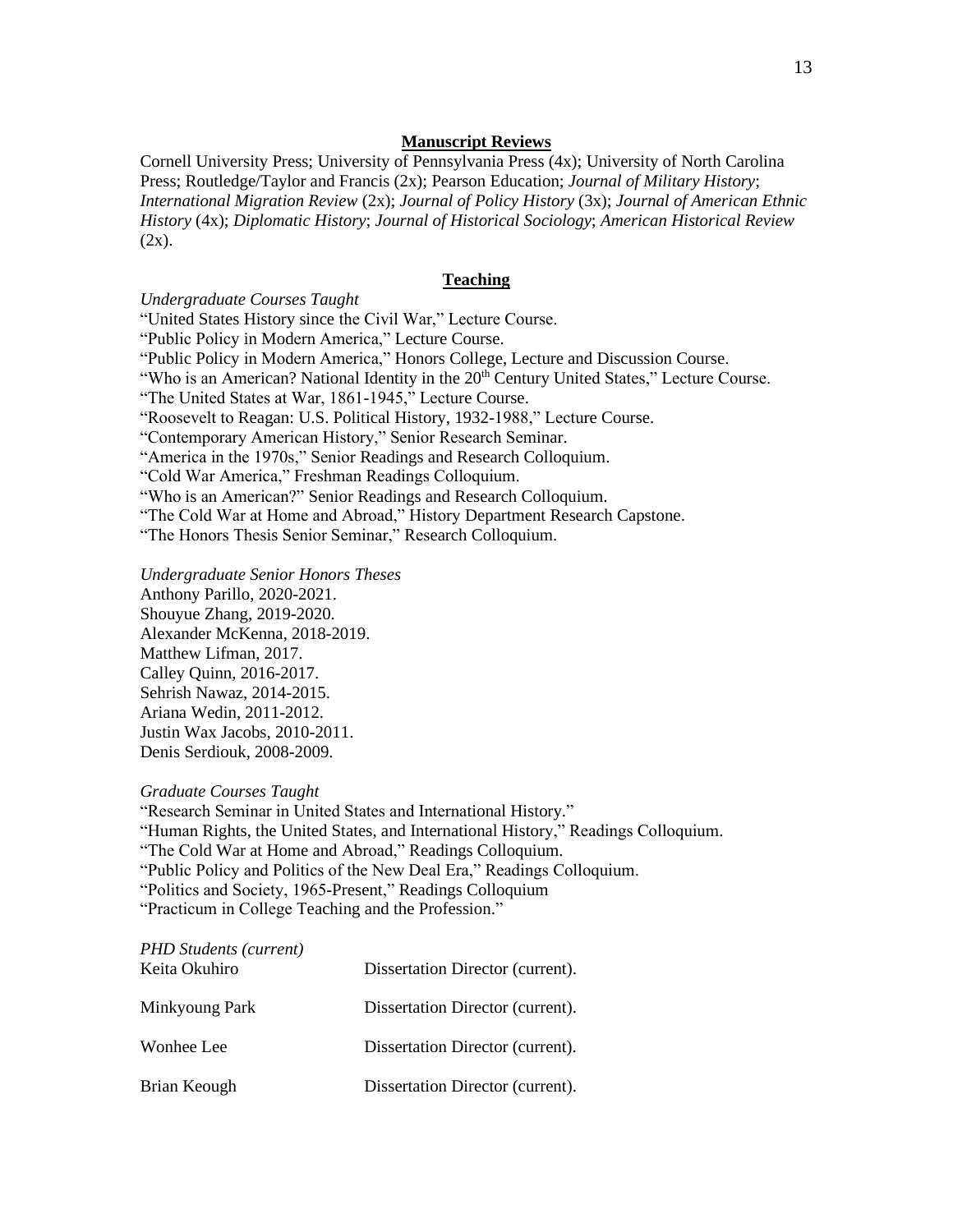## Manuscript Reviews

Cornell University Press; University of Pennsylvania Press (4x); University of North Carolina Press; Routledge/Taylor and Francis (2x); Pearson Education; *Journal of Military History*; *International Migration Review* (2x); *Journal of Policy History* (3x); *Journal of American Ethnic History* (4x); *Diplomatic History*; *Journal of Historical Sociology*; *American Historical Review* (2x).

## Teaching

*Undergraduate Courses Taught*

"United States History since the Civil War," Lecture Course.
"Public Policy in Modern America," Lecture Course.
"Public Policy in Modern America," Honors College, Lecture and Discussion Course.
"Who is an American? National Identity in the 20th Century United States," Lecture Course.
"The United States at War, 1861-1945," Lecture Course.
"Roosevelt to Reagan: U.S. Political History, 1932-1988," Lecture Course.
"Contemporary American History," Senior Research Seminar.
"America in the 1970s," Senior Readings and Research Colloquium.
"Cold War America," Freshman Readings Colloquium.
"Who is an American?" Senior Readings and Research Colloquium.
"The Cold War at Home and Abroad," History Department Research Capstone.
"The Honors Thesis Senior Seminar," Research Colloquium.

*Undergraduate Senior Honors Theses*

Anthony Parillo, 2020-2021.
Shouyue Zhang, 2019-2020.
Alexander McKenna, 2018-2019.
Matthew Lifman, 2017.
Calley Quinn, 2016-2017.
Sehrish Nawaz, 2014-2015.
Ariana Wedin, 2011-2012.
Justin Wax Jacobs, 2010-2011.
Denis Serdiouk, 2008-2009.

*Graduate Courses Taught*

"Research Seminar in United States and International History."
"Human Rights, the United States, and International History," Readings Colloquium.
"The Cold War at Home and Abroad," Readings Colloquium.
"Public Policy and Politics of the New Deal Era," Readings Colloquium.
"Politics and Society, 1965-Present," Readings Colloquium
"Practicum in College Teaching and the Profession."

*PHD Students (current)*

Keita Okuhiro — Dissertation Director (current).

Minkyoung Park — Dissertation Director (current).

Wonhee Lee — Dissertation Director (current).

Brian Keough — Dissertation Director (current).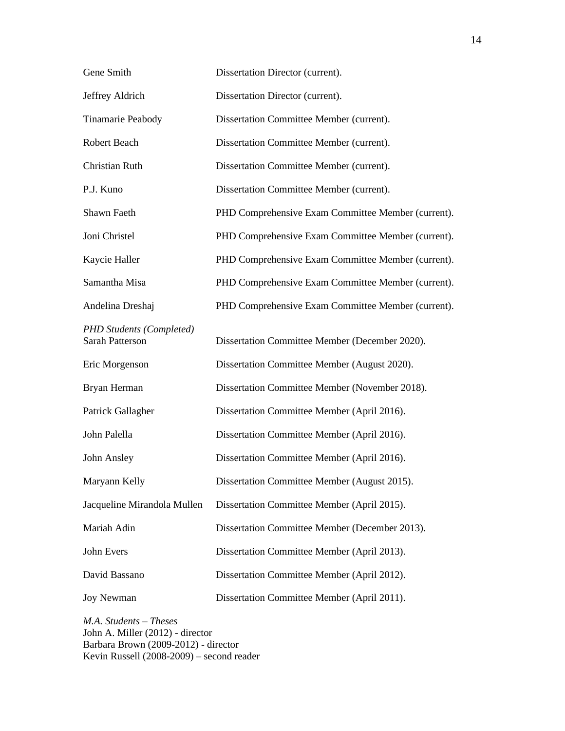| | |
|---|---|
| Gene Smith | Dissertation Director (current). |
| Jeffrey Aldrich | Dissertation Director (current). |
| Tinamarie Peabody | Dissertation Committee Member (current). |
| Robert Beach | Dissertation Committee Member (current). |
| Christian Ruth | Dissertation Committee Member (current). |
| P.J. Kuno | Dissertation Committee Member (current). |
| Shawn Faeth | PHD Comprehensive Exam Committee Member (current). |
| Joni Christel | PHD Comprehensive Exam Committee Member (current). |
| Kaycie Haller | PHD Comprehensive Exam Committee Member (current). |
| Samantha Misa | PHD Comprehensive Exam Committee Member (current). |
| Andelina Dreshaj | PHD Comprehensive Exam Committee Member (current). |

*PHD Students (Completed)*

| | |
|---|---|
| Sarah Patterson | Dissertation Committee Member (December 2020). |
| Eric Morgenson | Dissertation Committee Member (August 2020). |
| Bryan Herman | Dissertation Committee Member (November 2018). |
| Patrick Gallagher | Dissertation Committee Member (April 2016). |
| John Palella | Dissertation Committee Member (April 2016). |
| John Ansley | Dissertation Committee Member (April 2016). |
| Maryann Kelly | Dissertation Committee Member (August 2015). |
| Jacqueline Mirandola Mullen | Dissertation Committee Member (April 2015). |
| Mariah Adin | Dissertation Committee Member (December 2013). |
| John Evers | Dissertation Committee Member (April 2013). |
| David Bassano | Dissertation Committee Member (April 2012). |
| Joy Newman | Dissertation Committee Member (April 2011). |

*M.A. Students – Theses*
John A. Miller (2012) - director
Barbara Brown (2009-2012) - director
Kevin Russell (2008-2009) – second reader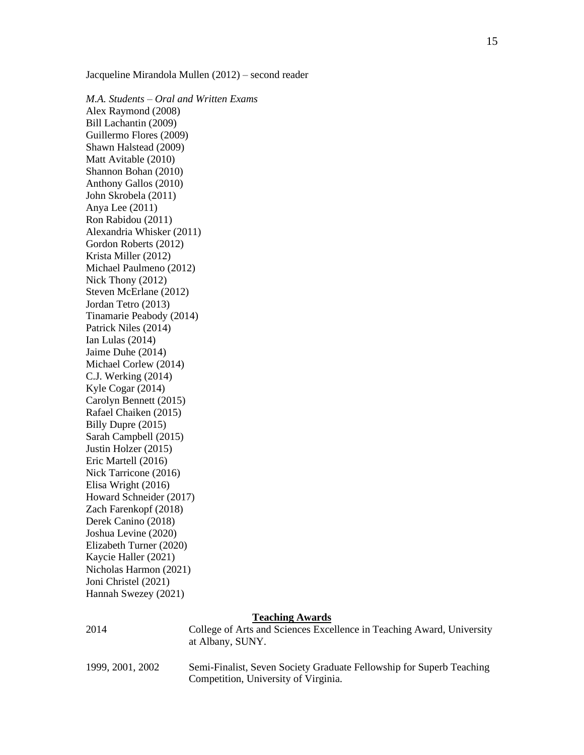Jacqueline Mirandola Mullen (2012) – second reader

*M.A. Students – Oral and Written Exams*
Alex Raymond (2008)
Bill Lachantin (2009)
Guillermo Flores (2009)
Shawn Halstead (2009)
Matt Avitable (2010)
Shannon Bohan (2010)
Anthony Gallos (2010)
John Skrobela (2011)
Anya Lee (2011)
Ron Rabidou (2011)
Alexandria Whisker (2011)
Gordon Roberts (2012)
Krista Miller (2012)
Michael Paulmeno (2012)
Nick Thony (2012)
Steven McErlane (2012)
Jordan Tetro (2013)
Tinamarie Peabody (2014)
Patrick Niles (2014)
Ian Lulas (2014)
Jaime Duhe (2014)
Michael Corlew (2014)
C.J. Werking (2014)
Kyle Cogar (2014)
Carolyn Bennett (2015)
Rafael Chaiken (2015)
Billy Dupre (2015)
Sarah Campbell (2015)
Justin Holzer (2015)
Eric Martell (2016)
Nick Tarricone (2016)
Elisa Wright (2016)
Howard Schneider (2017)
Zach Farenkopf (2018)
Derek Canino (2018)
Joshua Levine (2020)
Elizabeth Turner (2020)
Kaycie Haller (2021)
Nicholas Harmon (2021)
Joni Christel (2021)
Hannah Swezey (2021)

## Teaching Awards

2014 — College of Arts and Sciences Excellence in Teaching Award, University at Albany, SUNY.

1999, 2001, 2002 — Semi-Finalist, Seven Society Graduate Fellowship for Superb Teaching Competition, University of Virginia.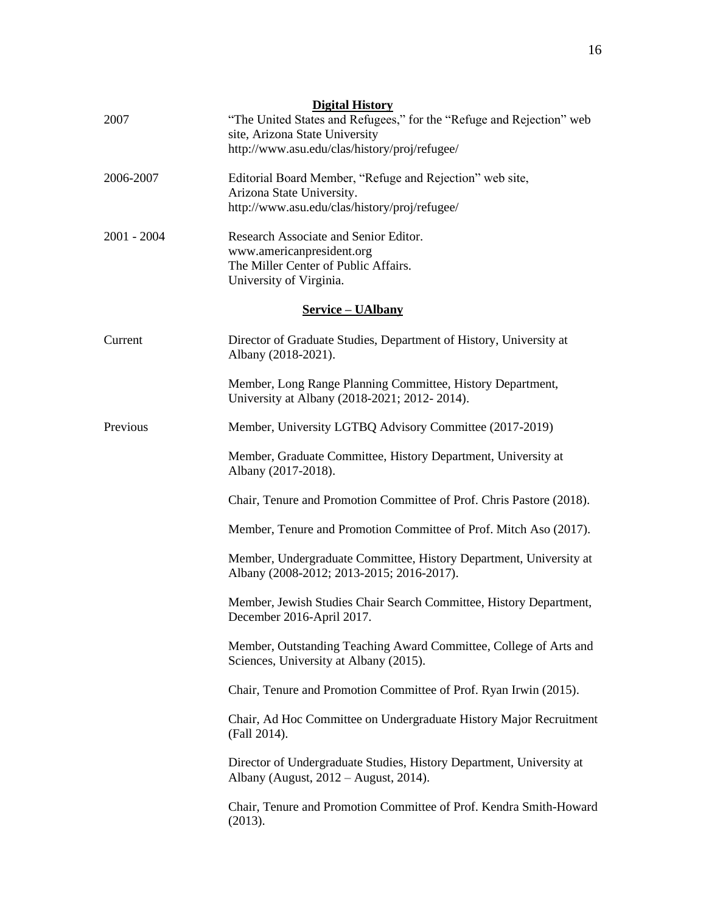## Digital History

2007 — "The United States and Refugees," for the "Refuge and Rejection" web site, Arizona State University
http://www.asu.edu/clas/history/proj/refugee/

2006-2007 — Editorial Board Member, "Refuge and Rejection" web site, Arizona State University.
http://www.asu.edu/clas/history/proj/refugee/

2001 - 2004 — Research Associate and Senior Editor.
www.americanpresident.org
The Miller Center of Public Affairs.
University of Virginia.

## Service – UAlbany

**Current**

Director of Graduate Studies, Department of History, University at Albany (2018-2021).

Member, Long Range Planning Committee, History Department, University at Albany (2018-2021; 2012- 2014).

**Previous**

Member, University LGTBQ Advisory Committee (2017-2019)

Member, Graduate Committee, History Department, University at Albany (2017-2018).

Chair, Tenure and Promotion Committee of Prof. Chris Pastore (2018).

Member, Tenure and Promotion Committee of Prof. Mitch Aso (2017).

Member, Undergraduate Committee, History Department, University at Albany (2008-2012; 2013-2015; 2016-2017).

Member, Jewish Studies Chair Search Committee, History Department, December 2016-April 2017.

Member, Outstanding Teaching Award Committee, College of Arts and Sciences, University at Albany (2015).

Chair, Tenure and Promotion Committee of Prof. Ryan Irwin (2015).

Chair, Ad Hoc Committee on Undergraduate History Major Recruitment (Fall 2014).

Director of Undergraduate Studies, History Department, University at Albany (August, 2012 – August, 2014).

Chair, Tenure and Promotion Committee of Prof. Kendra Smith-Howard (2013).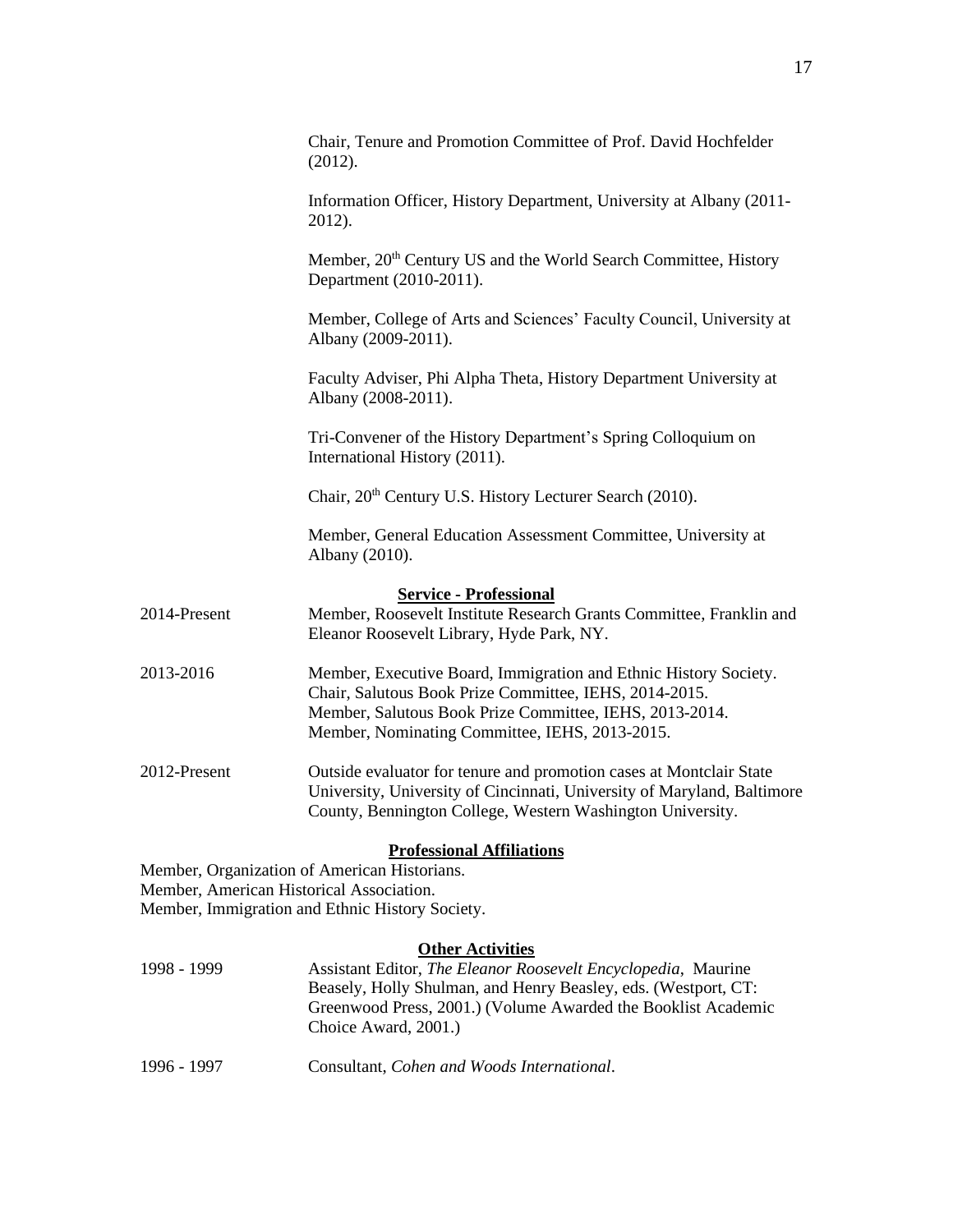Chair, Tenure and Promotion Committee of Prof. David Hochfelder (2012).

Information Officer, History Department, University at Albany (2011-2012).

Member, 20th Century US and the World Search Committee, History Department (2010-2011).

Member, College of Arts and Sciences' Faculty Council, University at Albany (2009-2011).

Faculty Adviser, Phi Alpha Theta, History Department University at Albany (2008-2011).

Tri-Convener of the History Department's Spring Colloquium on International History (2011).

Chair, 20th Century U.S. History Lecturer Search (2010).

Member, General Education Assessment Committee, University at Albany (2010).

## Service - Professional

2014-Present — Member, Roosevelt Institute Research Grants Committee, Franklin and Eleanor Roosevelt Library, Hyde Park, NY.

2013-2016 — Member, Executive Board, Immigration and Ethnic History Society.
Chair, Salutous Book Prize Committee, IEHS, 2014-2015.
Member, Salutous Book Prize Committee, IEHS, 2013-2014.
Member, Nominating Committee, IEHS, 2013-2015.

2012-Present — Outside evaluator for tenure and promotion cases at Montclair State University, University of Cincinnati, University of Maryland, Baltimore County, Bennington College, Western Washington University.

## Professional Affiliations

Member, Organization of American Historians.
Member, American Historical Association.
Member, Immigration and Ethnic History Society.

## Other Activities

1998 - 1999 — Assistant Editor, *The Eleanor Roosevelt Encyclopedia*, Maurine Beasely, Holly Shulman, and Henry Beasley, eds. (Westport, CT: Greenwood Press, 2001.) (Volume Awarded the Booklist Academic Choice Award, 2001.)

1996 - 1997 — Consultant, *Cohen and Woods International*.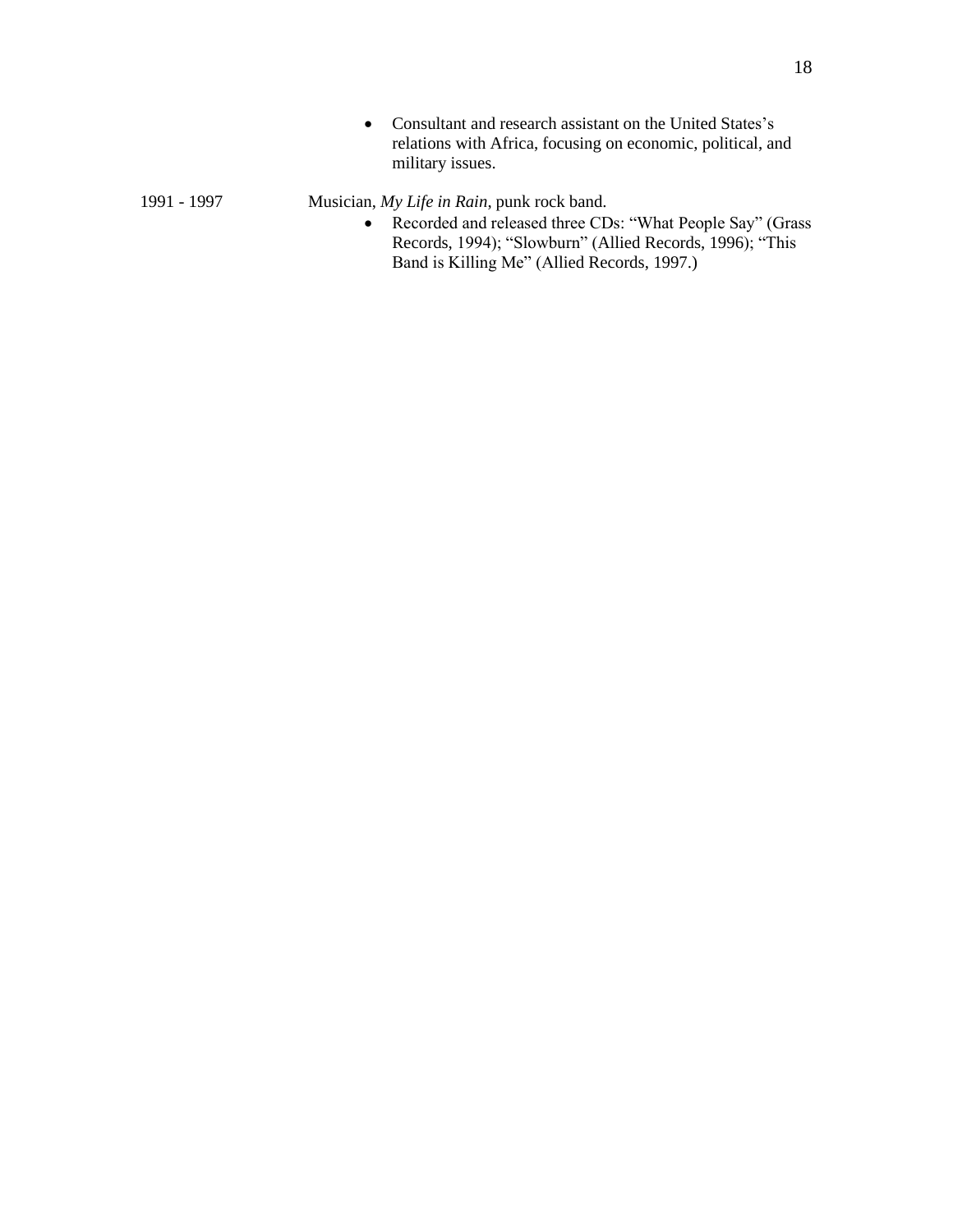- Consultant and research assistant on the United States's relations with Africa, focusing on economic, political, and military issues.

1991 - 1997 Musician, *My Life in Rain*, punk rock band.

- Recorded and released three CDs: "What People Say" (Grass Records, 1994); "Slowburn" (Allied Records, 1996); "This Band is Killing Me" (Allied Records, 1997.)